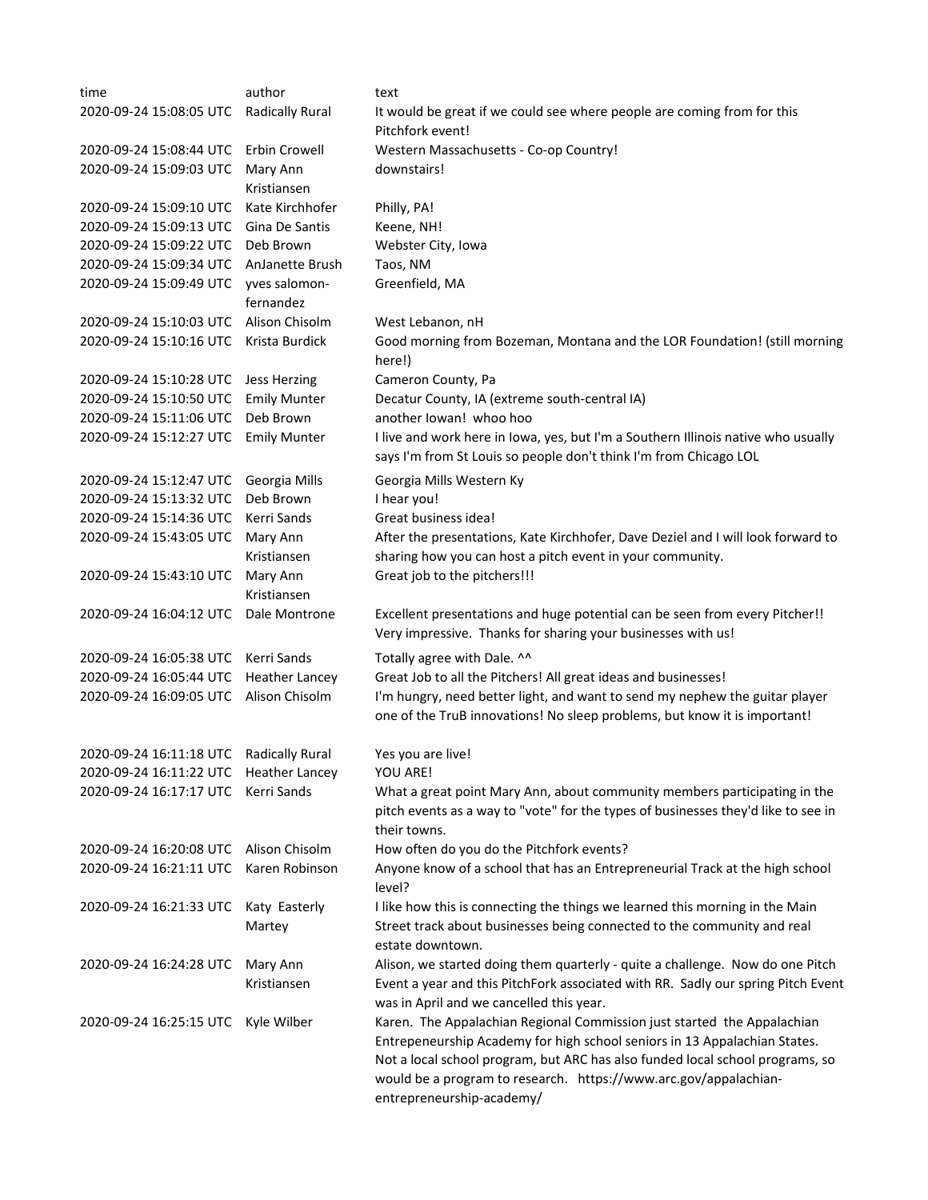| time | author | text |
| --- | --- | --- |
| 2020-09-24 15:08:05 UTC | Radically Rural | It would be great if we could see where people are coming from for this Pitchfork event! |
| 2020-09-24 15:08:44 UTC | Erbin Crowell | Western Massachusetts - Co-op Country! |
| 2020-09-24 15:09:03 UTC | Mary Ann Kristiansen | downstairs! |
| 2020-09-24 15:09:10 UTC | Kate Kirchhofer | Philly, PA! |
| 2020-09-24 15:09:13 UTC | Gina De Santis | Keene, NH! |
| 2020-09-24 15:09:22 UTC | Deb Brown | Webster City, Iowa |
| 2020-09-24 15:09:34 UTC | AnJanette Brush | Taos, NM |
| 2020-09-24 15:09:49 UTC | yves salomon-fernandez | Greenfield, MA |
| 2020-09-24 15:10:03 UTC | Alison Chisolm | West Lebanon, nH |
| 2020-09-24 15:10:16 UTC | Krista Burdick | Good morning from Bozeman, Montana and the LOR Foundation! (still morning here!) |
| 2020-09-24 15:10:28 UTC | Jess Herzing | Cameron County, Pa |
| 2020-09-24 15:10:50 UTC | Emily Munter | Decatur County, IA (extreme south-central IA) |
| 2020-09-24 15:11:06 UTC | Deb Brown | another Iowan! whoo hoo |
| 2020-09-24 15:12:27 UTC | Emily Munter | I live and work here in Iowa, yes, but I'm a Southern Illinois native who usually says I'm from St Louis so people don't think I'm from Chicago LOL |
| 2020-09-24 15:12:47 UTC | Georgia Mills | Georgia Mills Western Ky |
| 2020-09-24 15:13:32 UTC | Deb Brown | I hear you! |
| 2020-09-24 15:14:36 UTC | Kerri Sands | Great business idea! |
| 2020-09-24 15:43:05 UTC | Mary Ann Kristiansen | After the presentations, Kate Kirchhofer, Dave Deziel and I will look forward to sharing how you can host a pitch event in your community. |
| 2020-09-24 15:43:10 UTC | Mary Ann Kristiansen | Great job to the pitchers!!! |
| 2020-09-24 16:04:12 UTC | Dale Montrone | Excellent presentations and huge potential can be seen from every Pitcher!! Very impressive. Thanks for sharing your businesses with us! |
| 2020-09-24 16:05:38 UTC | Kerri Sands | Totally agree with Dale. ^^ |
| 2020-09-24 16:05:44 UTC | Heather Lancey | Great Job to all the Pitchers! All great ideas and businesses! |
| 2020-09-24 16:09:05 UTC | Alison Chisolm | I'm hungry, need better light, and want to send my nephew the guitar player one of the TruB innovations! No sleep problems, but know it is important! |
| 2020-09-24 16:11:18 UTC | Radically Rural | Yes you are live! |
| 2020-09-24 16:11:22 UTC | Heather Lancey | YOU ARE! |
| 2020-09-24 16:17:17 UTC | Kerri Sands | What a great point Mary Ann, about community members participating in the pitch events as a way to "vote" for the types of businesses they'd like to see in their towns. |
| 2020-09-24 16:20:08 UTC | Alison Chisolm | How often do you do the Pitchfork events? |
| 2020-09-24 16:21:11 UTC | Karen Robinson | Anyone know of a school that has an Entrepreneurial Track at the high school level? |
| 2020-09-24 16:21:33 UTC | Katy Easterly Martey | I like how this is connecting the things we learned this morning in the Main Street track about businesses being connected to the community and real estate downtown. |
| 2020-09-24 16:24:28 UTC | Mary Ann Kristiansen | Alison, we started doing them quarterly - quite a challenge. Now do one Pitch Event a year and this PitchFork associated with RR. Sadly our spring Pitch Event was in April and we cancelled this year. |
| 2020-09-24 16:25:15 UTC | Kyle Wilber | Karen. The Appalachian Regional Commission just started the Appalachian Entrepeneurship Academy for high school seniors in 13 Appalachian States. Not a local school program, but ARC has also funded local school programs, so would be a program to research. https://www.arc.gov/appalachian-entrepreneurship-academy/ |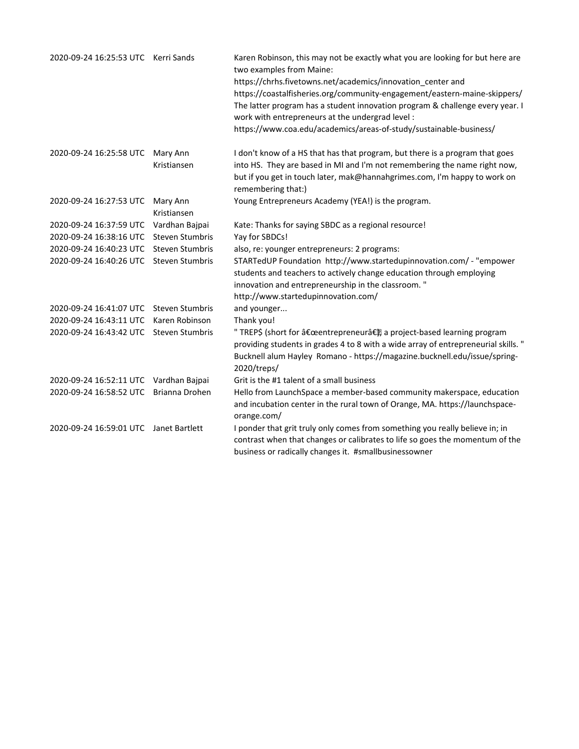| | | |
|---|---|---|
| 2020-09-24 16:25:53 UTC | Kerri Sands | Karen Robinson, this may not be exactly what you are looking for but here are two examples from Maine: https://chrhs.fivetowns.net/academics/innovation_center and https://coastalfisheries.org/community-engagement/eastern-maine-skippers/ The latter program has a student innovation program & challenge every year. I work with entrepreneurs at the undergrad level : https://www.coa.edu/academics/areas-of-study/sustainable-business/ |
| 2020-09-24 16:25:58 UTC | Mary Ann Kristiansen | I don't know of a HS that has that program, but there is a program that goes into HS. They are based in MI and I'm not remembering the name right now, but if you get in touch later, mak@hannahgrimes.com, I'm happy to work on remembering that:) |
| 2020-09-24 16:27:53 UTC | Mary Ann Kristiansen | Young Entrepreneurs Academy (YEA!) is the program. |
| 2020-09-24 16:37:59 UTC | Vardhan Bajpai | Kate: Thanks for saying SBDC as a regional resource! |
| 2020-09-24 16:38:16 UTC | Steven Stumbris | Yay for SBDCs! |
| 2020-09-24 16:40:23 UTC | Steven Stumbris | also, re: younger entrepreneurs: 2 programs: |
| 2020-09-24 16:40:26 UTC | Steven Stumbris | STARTedUP Foundation http://www.startedupinnovation.com/ - "empower students and teachers to actively change education through employing innovation and entrepreneurship in the classroom. " http://www.startedupinnovation.com/ |
| 2020-09-24 16:41:07 UTC | Steven Stumbris | and younger... |
| 2020-09-24 16:43:11 UTC | Karen Robinson | Thank you! |
| 2020-09-24 16:43:42 UTC | Steven Stumbris | " TREP$ (short for â€œentrepreneurâ€�) a project-based learning program providing students in grades 4 to 8 with a wide array of entrepreneurial skills. " Bucknell alum Hayley Romano - https://magazine.bucknell.edu/issue/spring-2020/treps/ |
| 2020-09-24 16:52:11 UTC | Vardhan Bajpai | Grit is the #1 talent of a small business |
| 2020-09-24 16:58:52 UTC | Brianna Drohen | Hello from LaunchSpace a member-based community makerspace, education and incubation center in the rural town of Orange, MA. https://launchspace-orange.com/ |
| 2020-09-24 16:59:01 UTC | Janet Bartlett | I ponder that grit truly only comes from something you really believe in; in contrast when that changes or calibrates to life so goes the momentum of the business or radically changes it. #smallbusinessowner |